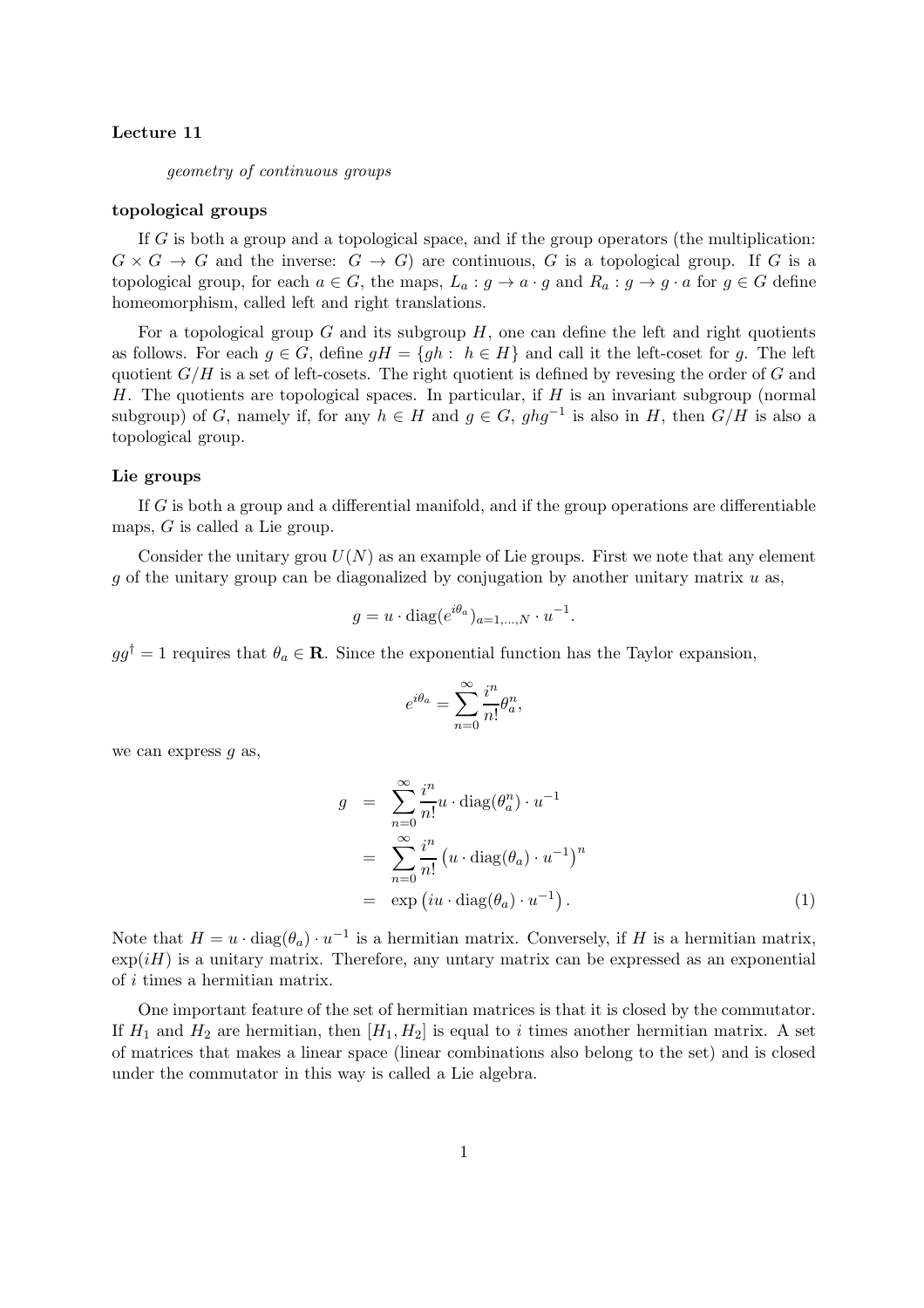**Lecture 11**

*geometry of continuous groups*

**topological groups**

If $G$ is both a group and a topological space, and if the group operators (the multiplication: $G \times G \to G$ and the inverse: $G \to G$) are continuous, $G$ is a topological group. If $G$ is a topological group, for each $a \in G$, the maps, $L_a : g \to a \cdot g$ and $R_a : g \to g \cdot a$ for $g \in G$ define homeomorphism, called left and right translations.

For a topological group $G$ and its subgroup $H$, one can define the left and right quotients as follows. For each $g \in G$, define $gH = \{gh : \ h \in H\}$ and call it the left-coset for $g$. The left quotient $G/H$ is a set of left-cosets. The right quotient is defined by revesing the order of $G$ and $H$. The quotients are topological spaces. In particular, if $H$ is an invariant subgroup (normal subgroup) of $G$, namely if, for any $h \in H$ and $g \in G$, $ghg^{-1}$ is also in $H$, then $G/H$ is also a topological group.

**Lie groups**

If $G$ is both a group and a differential manifold, and if the group operations are differentiable maps, $G$ is called a Lie group.

Consider the unitary grou $U(N)$ as an example of Lie groups. First we note that any element $g$ of the unitary group can be diagonalized by conjugation by another unitary matrix $u$ as,

$$g = u \cdot \mathrm{diag}(e^{i\theta_a})_{a=1,\ldots,N} \cdot u^{-1}.$$

$gg^\dagger = 1$ requires that $\theta_a \in \mathbf{R}$. Since the exponential function has the Taylor expansion,

$$e^{i\theta_a} = \sum_{n=0}^{\infty} \frac{i^n}{n!} \theta_a^n,$$

we can express $g$ as,

$$\begin{aligned} g &= \sum_{n=0}^{\infty} \frac{i^n}{n!} u \cdot \mathrm{diag}(\theta_a^n) \cdot u^{-1} \\ &= \sum_{n=0}^{\infty} \frac{i^n}{n!} \left( u \cdot \mathrm{diag}(\theta_a) \cdot u^{-1} \right)^n \\ &= \exp\left( iu \cdot \mathrm{diag}(\theta_a) \cdot u^{-1} \right). \end{aligned} \tag{1}$$

Note that $H = u \cdot \mathrm{diag}(\theta_a) \cdot u^{-1}$ is a hermitian matrix. Conversely, if $H$ is a hermitian matrix, $\exp(iH)$ is a unitary matrix. Therefore, any untary matrix can be expressed as an exponential of $i$ times a hermitian matrix.

One important feature of the set of hermitian matrices is that it is closed by the commutator. If $H_1$ and $H_2$ are hermitian, then $[H_1, H_2]$ is equal to $i$ times another hermitian matrix. A set of matrices that makes a linear space (linear combinations also belong to the set) and is closed under the commutator in this way is called a Lie algebra.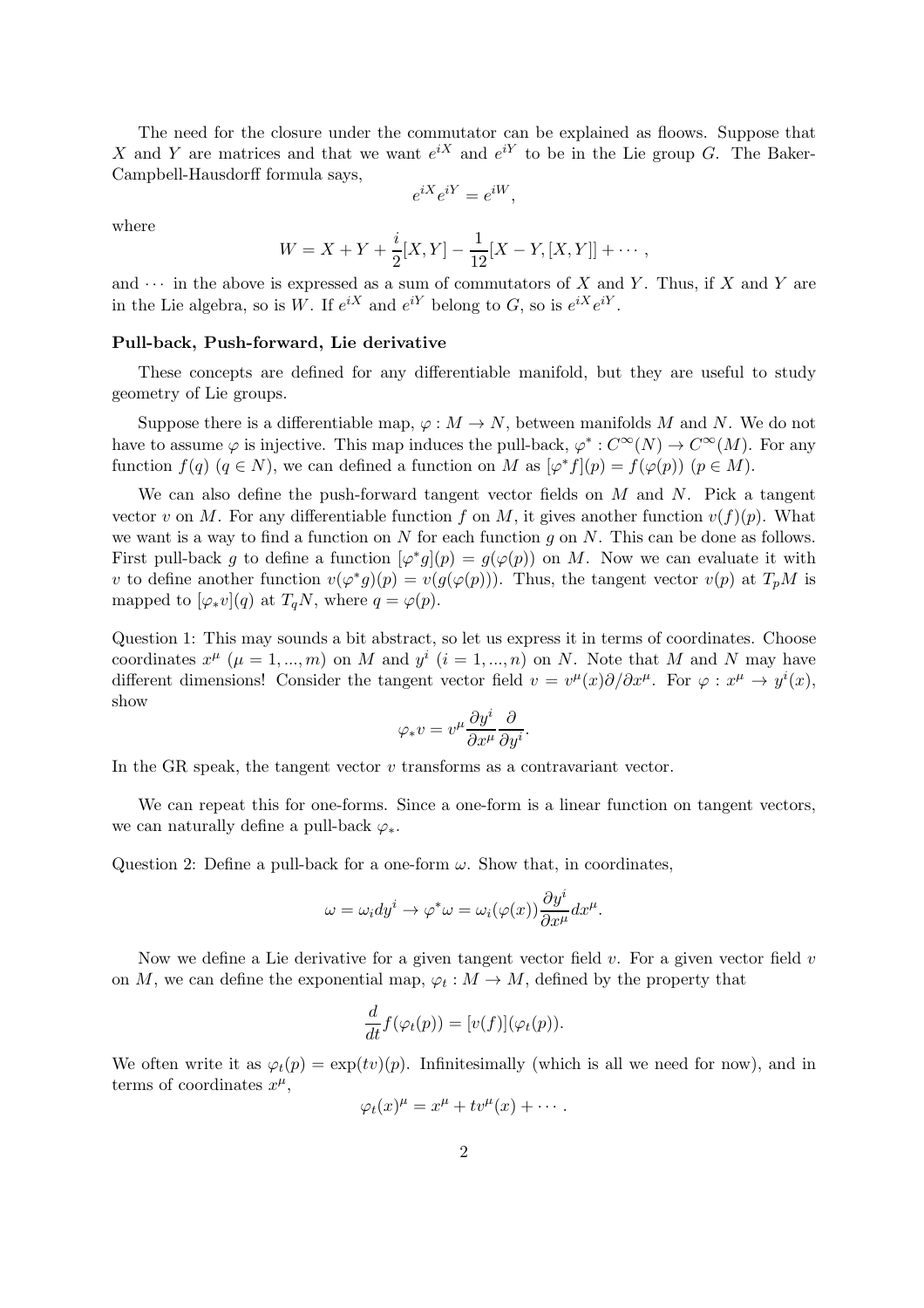The need for the closure under the commutator can be explained as floows. Suppose that $X$ and $Y$ are matrices and that we want $e^{iX}$ and $e^{iY}$ to be in the Lie group $G$. The Baker-Campbell-Hausdorff formula says,

$$e^{iX}e^{iY} = e^{iW},$$

where

$$W = X + Y + \frac{i}{2}[X,Y] - \frac{1}{12}[X-Y,[X,Y]] + \cdots ,$$

and $\cdots$ in the above is expressed as a sum of commutators of $X$ and $Y$. Thus, if $X$ and $Y$ are in the Lie algebra, so is $W$. If $e^{iX}$ and $e^{iY}$ belong to $G$, so is $e^{iX}e^{iY}$.

**Pull-back, Push-forward, Lie derivative**

These concepts are defined for any differentiable manifold, but they are useful to study geometry of Lie groups.

Suppose there is a differentiable map, $\varphi : M \to N$, between manifolds $M$ and $N$. We do not have to assume $\varphi$ is injective. This map induces the pull-back, $\varphi^* : C^\infty(N) \to C^\infty(M)$. For any function $f(q)$ ($q \in N$), we can defined a function on $M$ as $[\varphi^* f](p) = f(\varphi(p))$ ($p \in M$).

We can also define the push-forward tangent vector fields on $M$ and $N$. Pick a tangent vector $v$ on $M$. For any differentiable function $f$ on $M$, it gives another function $v(f)(p)$. What we want is a way to find a function on $N$ for each function $g$ on $N$. This can be done as follows. First pull-back $g$ to define a function $[\varphi^* g](p) = g(\varphi(p))$ on $M$. Now we can evaluate it with $v$ to define another function $v(\varphi^* g)(p) = v(g(\varphi(p)))$. Thus, the tangent vector $v(p)$ at $T_pM$ is mapped to $[\varphi_* v](q)$ at $T_qN$, where $q = \varphi(p)$.

Question 1: This may sounds a bit abstract, so let us express it in terms of coordinates. Choose coordinates $x^\mu$ ($\mu = 1, ..., m$) on $M$ and $y^i$ ($i = 1, ..., n$) on $N$. Note that $M$ and $N$ may have different dimensions! Consider the tangent vector field $v = v^\mu(x)\partial/\partial x^\mu$. For $\varphi : x^\mu \to y^i(x)$, show

$$\varphi_* v = v^\mu \frac{\partial y^i}{\partial x^\mu}\frac{\partial}{\partial y^i}.$$

In the GR speak, the tangent vector $v$ transforms as a contravariant vector.

We can repeat this for one-forms. Since a one-form is a linear function on tangent vectors, we can naturally define a pull-back $\varphi_*$.

Question 2: Define a pull-back for a one-form $\omega$. Show that, in coordinates,

$$\omega = \omega_i dy^i \to \varphi^*\omega = \omega_i(\varphi(x))\frac{\partial y^i}{\partial x^\mu}dx^\mu.$$

Now we define a Lie derivative for a given tangent vector field $v$. For a given vector field $v$ on $M$, we can define the exponential map, $\varphi_t : M \to M$, defined by the property that

$$\frac{d}{dt}f(\varphi_t(p)) = [v(f)](\varphi_t(p)).$$

We often write it as $\varphi_t(p) = \exp(tv)(p)$. Infinitesimally (which is all we need for now), and in terms of coordinates $x^\mu$,

$$\varphi_t(x)^\mu = x^\mu + tv^\mu(x) + \cdots .$$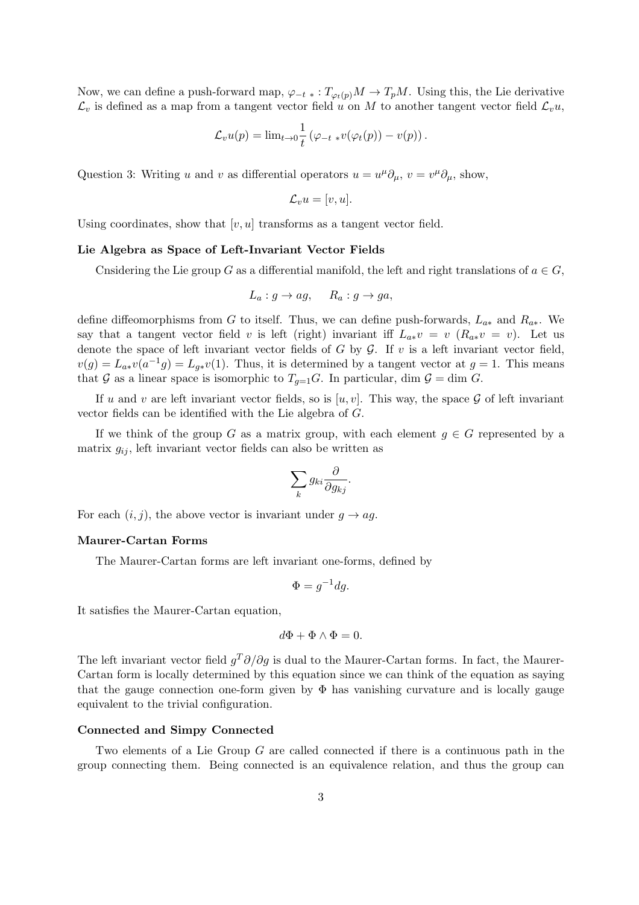Now, we can define a push-forward map, $\varphi_{-t\ *} : T_{\varphi_t(p)}M \to T_pM$. Using this, the Lie derivative $\mathcal{L}_v$ is defined as a map from a tangent vector field $u$ on $M$ to another tangent vector field $\mathcal{L}_v u$,

$$\mathcal{L}_v u(p) = \lim_{t\to 0}\frac{1}{t}\left(\varphi_{-t\ *}v(\varphi_t(p)) - v(p)\right).$$

Question 3: Writing $u$ and $v$ as differential operators $u = u^\mu\partial_\mu$, $v = v^\mu\partial_\mu$, show,

$$\mathcal{L}_v u = [v, u].$$

Using coordinates, show that $[v, u]$ transforms as a tangent vector field.

**Lie Algebra as Space of Left-Invariant Vector Fields**

Cnsidering the Lie group $G$ as a differential manifold, the left and right translations of $a \in G$,

$$L_a : g \to ag, \qquad R_a : g \to ga,$$

define diffeomorphisms from $G$ to itself. Thus, we can define push-forwards, $L_{a*}$ and $R_{a*}$. We say that a tangent vector field $v$ is left (right) invariant iff $L_{a*}v = v$ ($R_{a*}v = v$). Let us denote the space of left invariant vector fields of $G$ by $\mathcal{G}$. If $v$ is a left invariant vector field, $v(g) = L_{a*}v(a^{-1}g) = L_{g*}v(1)$. Thus, it is determined by a tangent vector at $g = 1$. This means that $\mathcal{G}$ as a linear space is isomorphic to $T_{g=1}G$. In particular, $\dim\mathcal{G} = \dim G$.

If $u$ and $v$ are left invariant vector fields, so is $[u, v]$. This way, the space $\mathcal{G}$ of left invariant vector fields can be identified with the Lie algebra of $G$.

If we think of the group $G$ as a matrix group, with each element $g \in G$ represented by a matrix $g_{ij}$, left invariant vector fields can also be written as

$$\sum_k g_{ki}\frac{\partial}{\partial g_{kj}}.$$

For each $(i, j)$, the above vector is invariant under $g \to ag$.

**Maurer-Cartan Forms**

The Maurer-Cartan forms are left invariant one-forms, defined by

$$\Phi = g^{-1}dg.$$

It satisfies the Maurer-Cartan equation,

$$d\Phi + \Phi\wedge\Phi = 0.$$

The left invariant vector field $g^T\partial/\partial g$ is dual to the Maurer-Cartan forms. In fact, the Maurer-Cartan form is locally determined by this equation since we can think of the equation as saying that the gauge connection one-form given by $\Phi$ has vanishing curvature and is locally gauge equivalent to the trivial configuration.

**Connected and Simpy Connected**

Two elements of a Lie Group $G$ are called connected if there is a continuous path in the group connecting them. Being connected is an equivalence relation, and thus the group can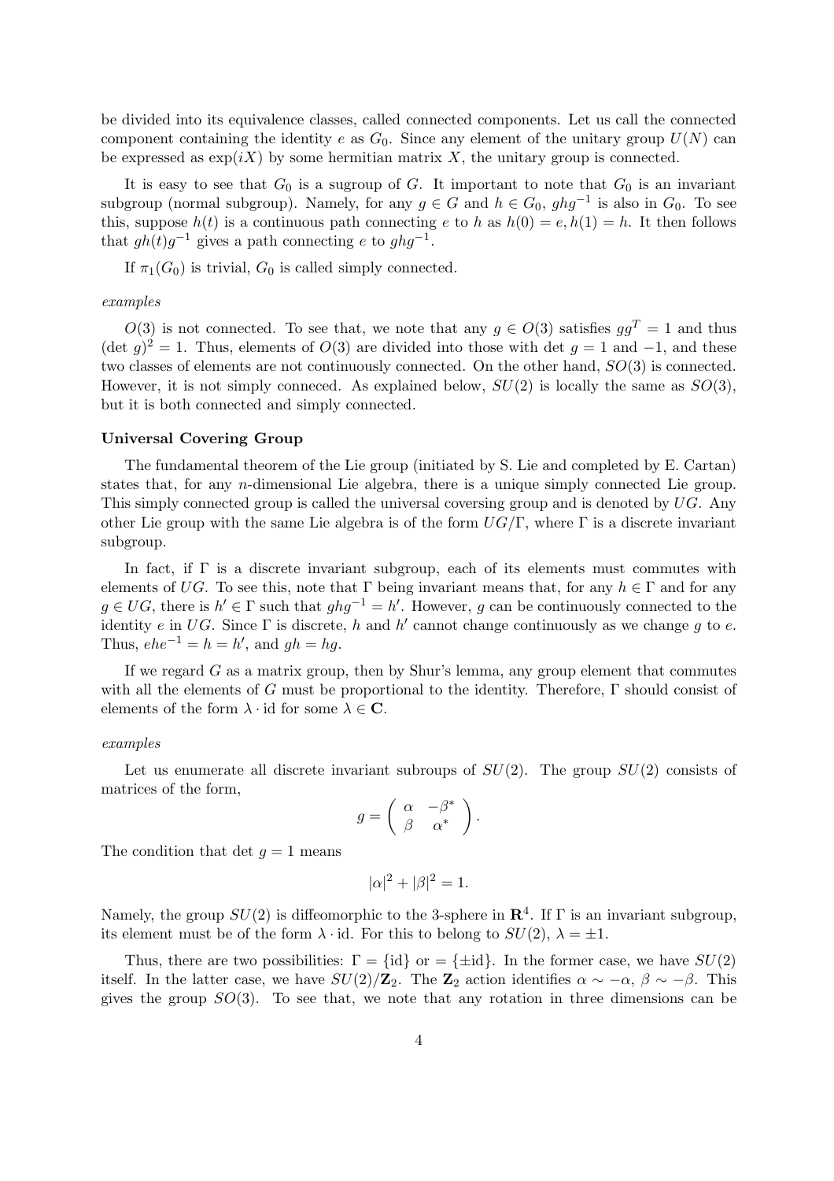be divided into its equivalence classes, called connected components. Let us call the connected component containing the identity $e$ as $G_0$. Since any element of the unitary group $U(N)$ can be expressed as $\exp(iX)$ by some hermitian matrix $X$, the unitary group is connected.

It is easy to see that $G_0$ is a sugroup of $G$. It important to note that $G_0$ is an invariant subgroup (normal subgroup). Namely, for any $g \in G$ and $h \in G_0$, $ghg^{-1}$ is also in $G_0$. To see this, suppose $h(t)$ is a continuous path connecting $e$ to $h$ as $h(0) = e, h(1) = h$. It then follows that $gh(t)g^{-1}$ gives a path connecting $e$ to $ghg^{-1}$.

If $\pi_1(G_0)$ is trivial, $G_0$ is called simply connected.

*examples*

$O(3)$ is not connected. To see that, we note that any $g \in O(3)$ satisfies $gg^T = 1$ and thus $(\det\, g)^2 = 1$. Thus, elements of $O(3)$ are divided into those with $\det\, g = 1$ and $-1$, and these two classes of elements are not continuously connected. On the other hand, $SO(3)$ is connected. However, it is not simply conneced. As explained below, $SU(2)$ is locally the same as $SO(3)$, but it is both connected and simply connected.

**Universal Covering Group**

The fundamental theorem of the Lie group (initiated by S. Lie and completed by E. Cartan) states that, for any $n$-dimensional Lie algebra, there is a unique simply connected Lie group. This simply connected group is called the universal coversing group and is denoted by $UG$. Any other Lie group with the same Lie algebra is of the form $UG/\Gamma$, where $\Gamma$ is a discrete invariant subgroup.

In fact, if $\Gamma$ is a discrete invariant subgroup, each of its elements must commutes with elements of $UG$. To see this, note that $\Gamma$ being invariant means that, for any $h \in \Gamma$ and for any $g \in UG$, there is $h' \in \Gamma$ such that $ghg^{-1} = h'$. However, $g$ can be continuously connected to the identity $e$ in $UG$. Since $\Gamma$ is discrete, $h$ and $h'$ cannot change continuously as we change $g$ to $e$. Thus, $ehe^{-1} = h = h'$, and $gh = hg$.

If we regard $G$ as a matrix group, then by Shur's lemma, any group element that commutes with all the elements of $G$ must be proportional to the identity. Therefore, $\Gamma$ should consist of elements of the form $\lambda \cdot \mathrm{id}$ for some $\lambda \in \mathbf{C}$.

*examples*

Let us enumerate all discrete invariant subroups of $SU(2)$. The group $SU(2)$ consists of matrices of the form,

$$g = \begin{pmatrix} \alpha & -\beta^* \\ \beta & \alpha^* \end{pmatrix}.$$

The condition that $\det\, g = 1$ means

$$|\alpha|^2 + |\beta|^2 = 1.$$

Namely, the group $SU(2)$ is diffeomorphic to the 3-sphere in $\mathbf{R}^4$. If $\Gamma$ is an invariant subgroup, its element must be of the form $\lambda \cdot \mathrm{id}$. For this to belong to $SU(2)$, $\lambda = \pm 1$.

Thus, there are two possibilities: $\Gamma = \{\mathrm{id}\}$ or $= \{\pm \mathrm{id}\}$. In the former case, we have $SU(2)$ itself. In the latter case, we have $SU(2)/\mathbf{Z}_2$. The $\mathbf{Z}_2$ action identifies $\alpha \sim -\alpha$, $\beta \sim -\beta$. This gives the group $SO(3)$. To see that, we note that any rotation in three dimensions can be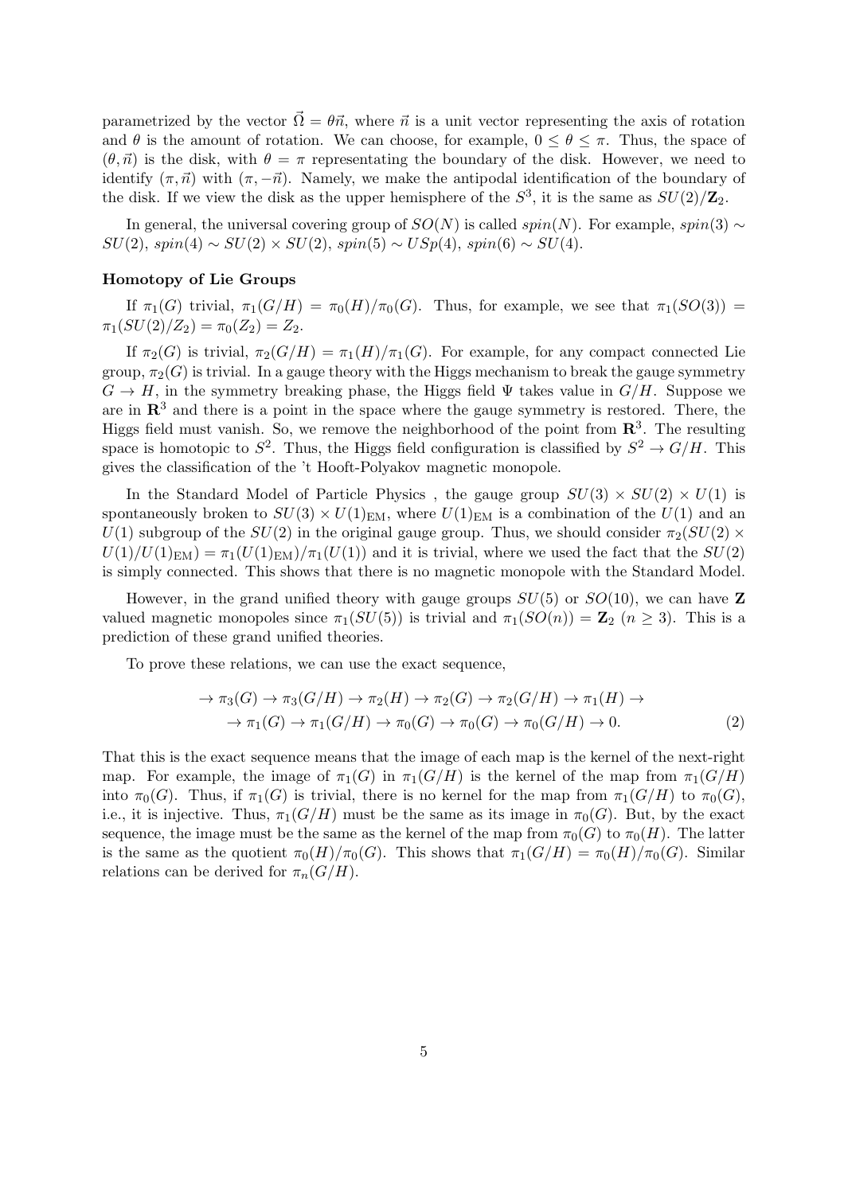parametrized by the vector $\vec{\Omega} = \theta\vec{n}$, where $\vec{n}$ is a unit vector representing the axis of rotation and $\theta$ is the amount of rotation. We can choose, for example, $0 \leq \theta \leq \pi$. Thus, the space of $(\theta, \vec{n})$ is the disk, with $\theta = \pi$ representating the boundary of the disk. However, we need to identify $(\pi, \vec{n})$ with $(\pi, -\vec{n})$. Namely, we make the antipodal identification of the boundary of the disk. If we view the disk as the upper hemisphere of the $S^3$, it is the same as $SU(2)/\mathbf{Z}_2$.

In general, the universal covering group of $SO(N)$ is called *spin*$(N)$. For example, *spin*$(3) \sim SU(2)$, *spin*$(4) \sim SU(2) \times SU(2)$, *spin*$(5) \sim USp(4)$, *spin*$(6) \sim SU(4)$.

**Homotopy of Lie Groups**

If $\pi_1(G)$ trivial, $\pi_1(G/H) = \pi_0(H)/\pi_0(G)$. Thus, for example, we see that $\pi_1(SO(3)) = \pi_1(SU(2)/Z_2) = \pi_0(Z_2) = Z_2$.

If $\pi_2(G)$ is trivial, $\pi_2(G/H) = \pi_1(H)/\pi_1(G)$. For example, for any compact connected Lie group, $\pi_2(G)$ is trivial. In a gauge theory with the Higgs mechanism to break the gauge symmetry $G \to H$, in the symmetry breaking phase, the Higgs field $\Psi$ takes value in $G/H$. Suppose we are in $\mathbf{R}^3$ and there is a point in the space where the gauge symmetry is restored. There, the Higgs field must vanish. So, we remove the neighborhood of the point from $\mathbf{R}^3$. The resulting space is homotopic to $S^2$. Thus, the Higgs field configuration is classified by $S^2 \to G/H$. This gives the classification of the 't Hooft-Polyakov magnetic monopole.

In the Standard Model of Particle Physics , the gauge group $SU(3) \times SU(2) \times U(1)$ is spontaneously broken to $SU(3) \times U(1)_{\mathrm{EM}}$, where $U(1)_{\mathrm{EM}}$ is a combination of the $U(1)$ and an $U(1)$ subgroup of the $SU(2)$ in the original gauge group. Thus, we should consider $\pi_2(SU(2) \times U(1)/U(1)_{\mathrm{EM}}) = \pi_1(U(1)_{\mathrm{EM}})/\pi_1(U(1))$ and it is trivial, where we used the fact that the $SU(2)$ is simply connected. This shows that there is no magnetic monopole with the Standard Model.

However, in the grand unified theory with gauge groups $SU(5)$ or $SO(10)$, we can have $\mathbf{Z}$ valued magnetic monopoles since $\pi_1(SU(5))$ is trivial and $\pi_1(SO(n)) = \mathbf{Z}_2$ $(n \geq 3)$. This is a prediction of these grand unified theories.

To prove these relations, we can use the exact sequence,

$$\begin{aligned}
&\to \pi_3(G) \to \pi_3(G/H) \to \pi_2(H) \to \pi_2(G) \to \pi_2(G/H) \to \pi_1(H) \to \\
&\to \pi_1(G) \to \pi_1(G/H) \to \pi_0(G) \to \pi_0(G) \to \pi_0(G/H) \to 0.
\end{aligned} \tag{2}$$

That this is the exact sequence means that the image of each map is the kernel of the next-right map. For example, the image of $\pi_1(G)$ in $\pi_1(G/H)$ is the kernel of the map from $\pi_1(G/H)$ into $\pi_0(G)$. Thus, if $\pi_1(G)$ is trivial, there is no kernel for the map from $\pi_1(G/H)$ to $\pi_0(G)$, i.e., it is injective. Thus, $\pi_1(G/H)$ must be the same as its image in $\pi_0(G)$. But, by the exact sequence, the image must be the same as the kernel of the map from $\pi_0(G)$ to $\pi_0(H)$. The latter is the same as the quotient $\pi_0(H)/\pi_0(G)$. This shows that $\pi_1(G/H) = \pi_0(H)/\pi_0(G)$. Similar relations can be derived for $\pi_n(G/H)$.